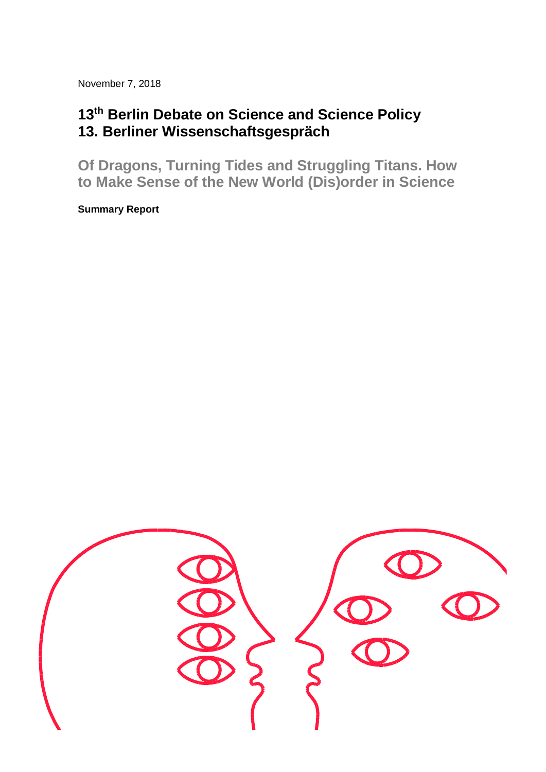November 7, 2018

# 13th Berlin Debate on Science and Science Policy
# 13. Berliner Wissenschaftsgespräch

## Of Dragons, Turning Tides and Struggling Titans. How to Make Sense of the New World (Dis)order in Science

**Summary Report**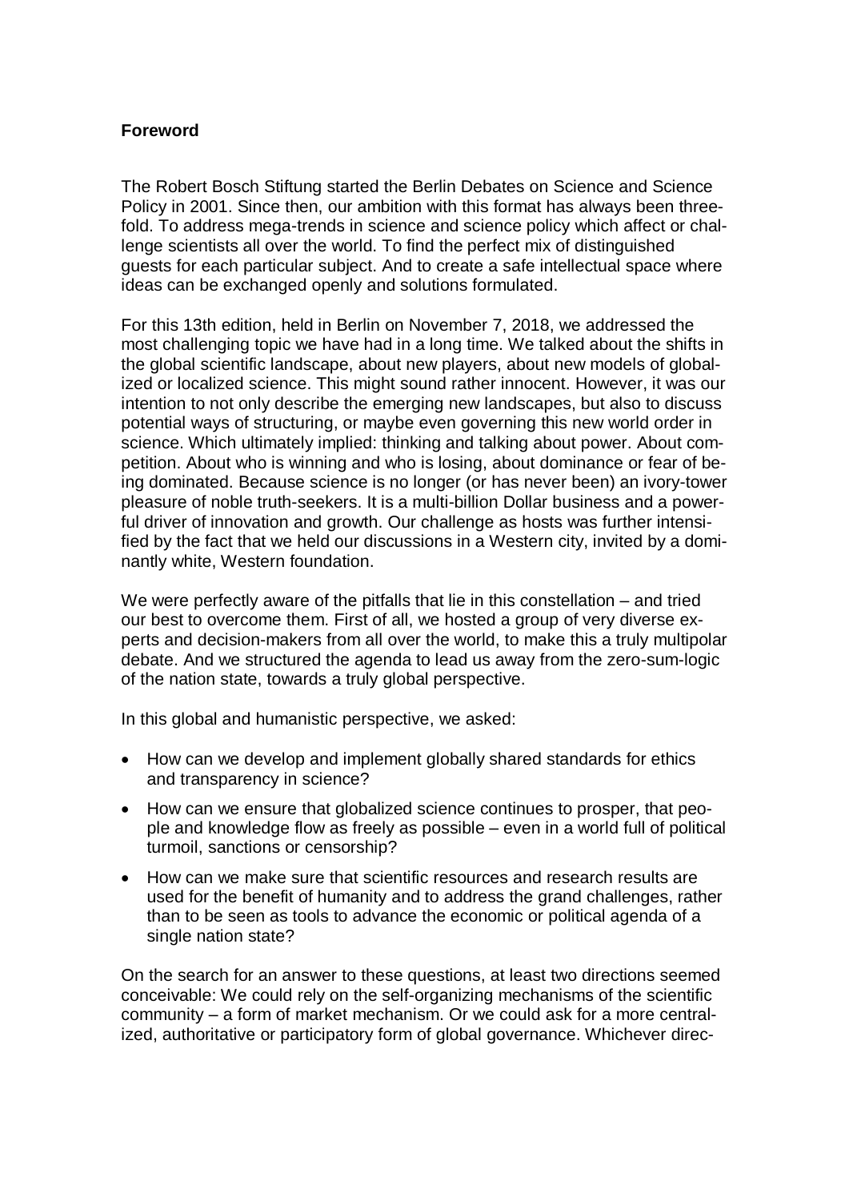**Foreword**

The Robert Bosch Stiftung started the Berlin Debates on Science and Science Policy in 2001. Since then, our ambition with this format has always been threefold. To address mega-trends in science and science policy which affect or challenge scientists all over the world. To find the perfect mix of distinguished guests for each particular subject. And to create a safe intellectual space where ideas can be exchanged openly and solutions formulated.

For this 13th edition, held in Berlin on November 7, 2018, we addressed the most challenging topic we have had in a long time. We talked about the shifts in the global scientific landscape, about new players, about new models of globalized or localized science. This might sound rather innocent. However, it was our intention to not only describe the emerging new landscapes, but also to discuss potential ways of structuring, or maybe even governing this new world order in science. Which ultimately implied: thinking and talking about power. About competition. About who is winning and who is losing, about dominance or fear of being dominated. Because science is no longer (or has never been) an ivory-tower pleasure of noble truth-seekers. It is a multi-billion Dollar business and a powerful driver of innovation and growth. Our challenge as hosts was further intensified by the fact that we held our discussions in a Western city, invited by a dominantly white, Western foundation.

We were perfectly aware of the pitfalls that lie in this constellation – and tried our best to overcome them. First of all, we hosted a group of very diverse experts and decision-makers from all over the world, to make this a truly multipolar debate. And we structured the agenda to lead us away from the zero-sum-logic of the nation state, towards a truly global perspective.

In this global and humanistic perspective, we asked:

- How can we develop and implement globally shared standards for ethics and transparency in science?
- How can we ensure that globalized science continues to prosper, that people and knowledge flow as freely as possible – even in a world full of political turmoil, sanctions or censorship?
- How can we make sure that scientific resources and research results are used for the benefit of humanity and to address the grand challenges, rather than to be seen as tools to advance the economic or political agenda of a single nation state?

On the search for an answer to these questions, at least two directions seemed conceivable: We could rely on the self-organizing mechanisms of the scientific community – a form of market mechanism. Or we could ask for a more centralized, authoritative or participatory form of global governance. Whichever direc-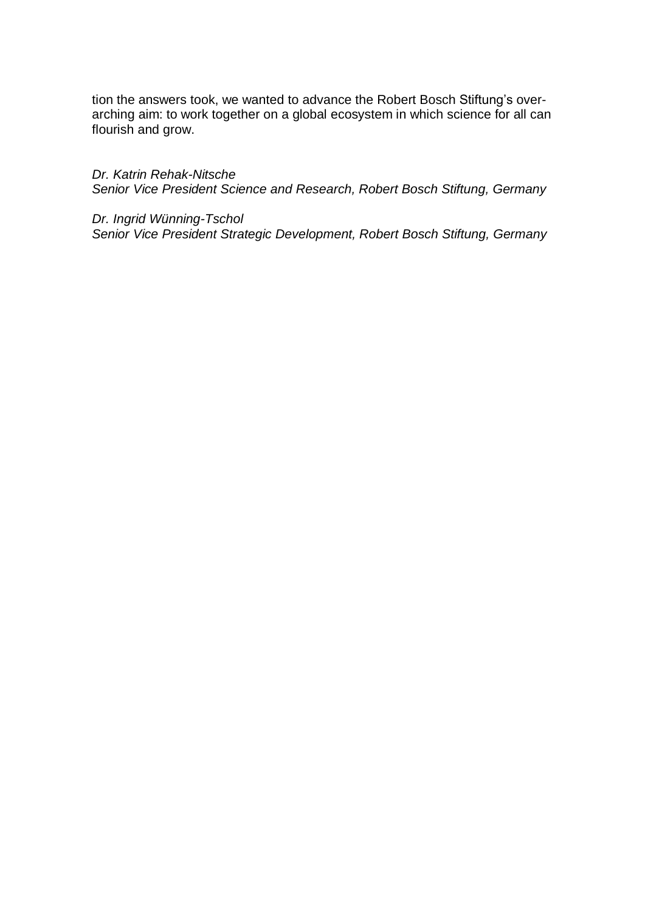tion the answers took, we wanted to advance the Robert Bosch Stiftung's overarching aim: to work together on a global ecosystem in which science for all can flourish and grow.

*Dr. Katrin Rehak-Nitsche*
*Senior Vice President Science and Research, Robert Bosch Stiftung, Germany*

*Dr. Ingrid Wünning-Tschol*
*Senior Vice President Strategic Development, Robert Bosch Stiftung, Germany*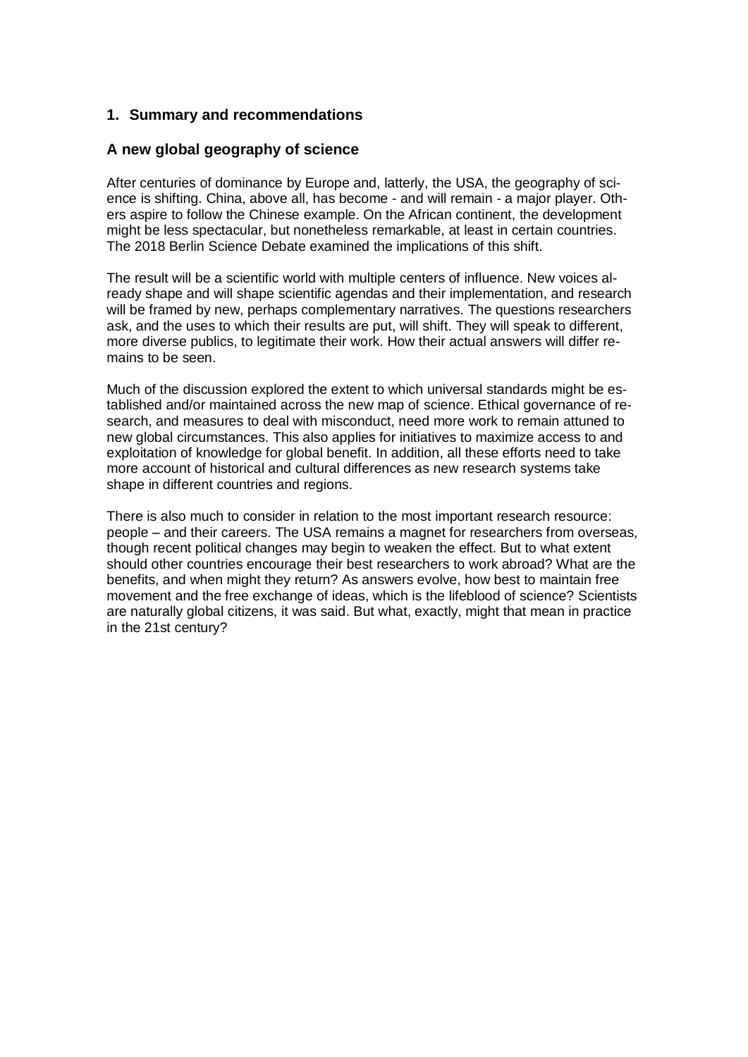# 1. Summary and recommendations

## A new global geography of science

After centuries of dominance by Europe and, latterly, the USA, the geography of science is shifting. China, above all, has become - and will remain - a major player. Others aspire to follow the Chinese example. On the African continent, the development might be less spectacular, but nonetheless remarkable, at least in certain countries. The 2018 Berlin Science Debate examined the implications of this shift.

The result will be a scientific world with multiple centers of influence. New voices already shape and will shape scientific agendas and their implementation, and research will be framed by new, perhaps complementary narratives. The questions researchers ask, and the uses to which their results are put, will shift. They will speak to different, more diverse publics, to legitimate their work. How their actual answers will differ remains to be seen.

Much of the discussion explored the extent to which universal standards might be established and/or maintained across the new map of science. Ethical governance of research, and measures to deal with misconduct, need more work to remain attuned to new global circumstances. This also applies for initiatives to maximize access to and exploitation of knowledge for global benefit. In addition, all these efforts need to take more account of historical and cultural differences as new research systems take shape in different countries and regions.

There is also much to consider in relation to the most important research resource: people – and their careers. The USA remains a magnet for researchers from overseas, though recent political changes may begin to weaken the effect. But to what extent should other countries encourage their best researchers to work abroad? What are the benefits, and when might they return? As answers evolve, how best to maintain free movement and the free exchange of ideas, which is the lifeblood of science? Scientists are naturally global citizens, it was said. But what, exactly, might that mean in practice in the 21st century?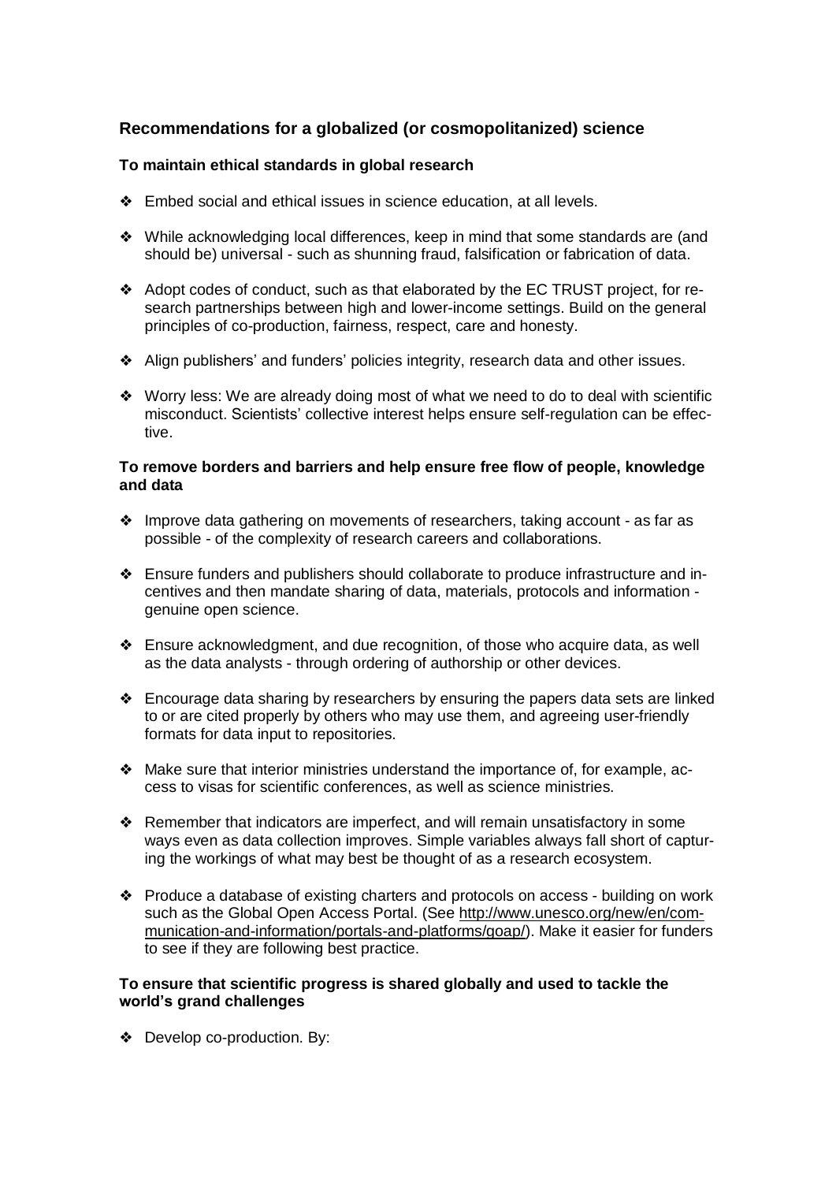## Recommendations for a globalized (or cosmopolitanized) science

### To maintain ethical standards in global research

- Embed social and ethical issues in science education, at all levels.
- While acknowledging local differences, keep in mind that some standards are (and should be) universal - such as shunning fraud, falsification or fabrication of data.
- Adopt codes of conduct, such as that elaborated by the EC TRUST project, for research partnerships between high and lower-income settings. Build on the general principles of co-production, fairness, respect, care and honesty.
- Align publishers' and funders' policies integrity, research data and other issues.
- Worry less: We are already doing most of what we need to do to deal with scientific misconduct. Scientists' collective interest helps ensure self-regulation can be effective.

### To remove borders and barriers and help ensure free flow of people, knowledge and data

- Improve data gathering on movements of researchers, taking account - as far as possible - of the complexity of research careers and collaborations.
- Ensure funders and publishers should collaborate to produce infrastructure and incentives and then mandate sharing of data, materials, protocols and information - genuine open science.
- Ensure acknowledgment, and due recognition, of those who acquire data, as well as the data analysts - through ordering of authorship or other devices.
- Encourage data sharing by researchers by ensuring the papers data sets are linked to or are cited properly by others who may use them, and agreeing user-friendly formats for data input to repositories.
- Make sure that interior ministries understand the importance of, for example, access to visas for scientific conferences, as well as science ministries.
- Remember that indicators are imperfect, and will remain unsatisfactory in some ways even as data collection improves. Simple variables always fall short of capturing the workings of what may best be thought of as a research ecosystem.
- Produce a database of existing charters and protocols on access - building on work such as the Global Open Access Portal. (See http://www.unesco.org/new/en/communication-and-information/portals-and-platforms/goap/). Make it easier for funders to see if they are following best practice.

### To ensure that scientific progress is shared globally and used to tackle the world's grand challenges

- Develop co-production. By: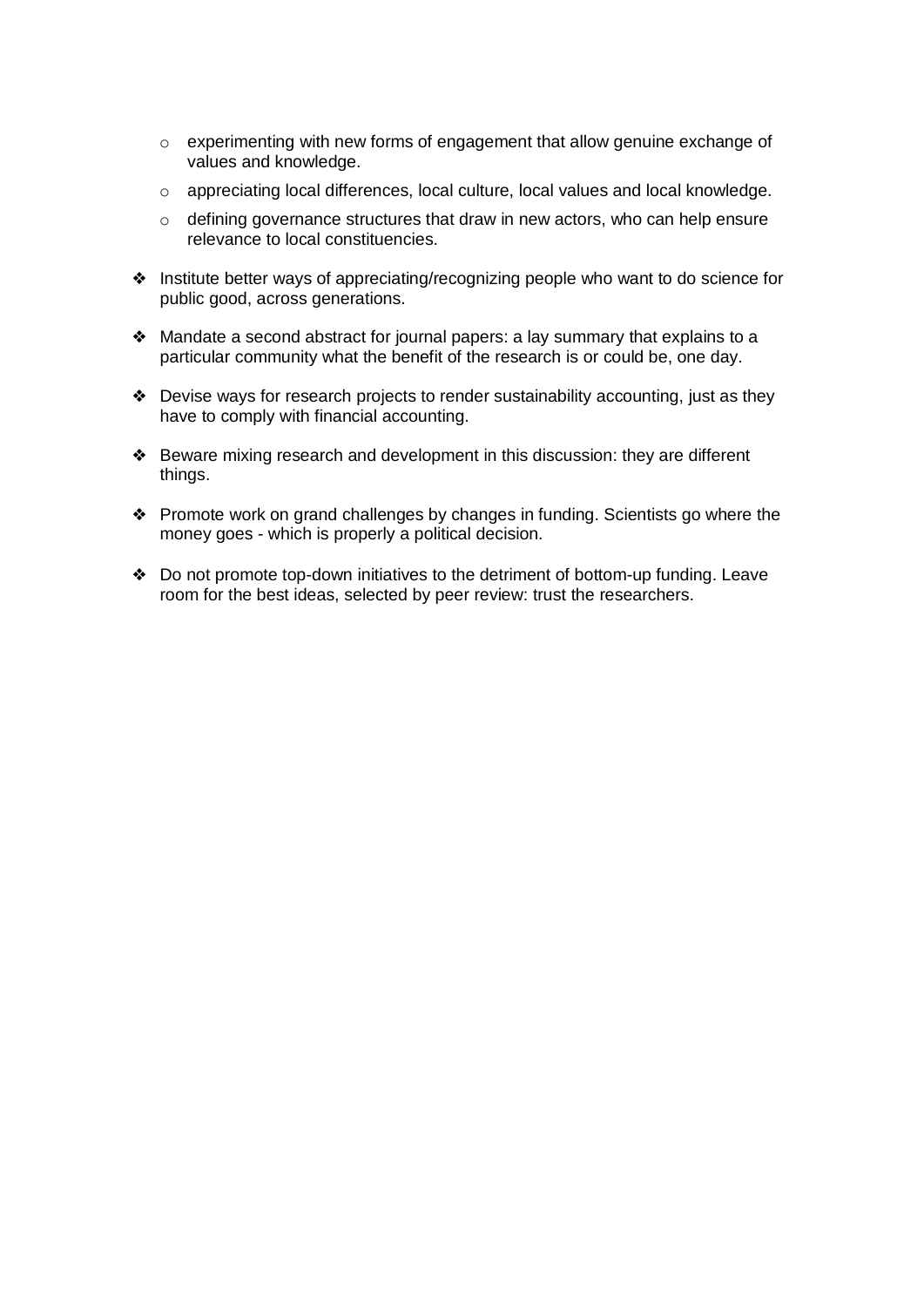- experimenting with new forms of engagement that allow genuine exchange of values and knowledge.
  - appreciating local differences, local culture, local values and local knowledge.
  - defining governance structures that draw in new actors, who can help ensure relevance to local constituencies.

- Institute better ways of appreciating/recognizing people who want to do science for public good, across generations.

- Mandate a second abstract for journal papers: a lay summary that explains to a particular community what the benefit of the research is or could be, one day.

- Devise ways for research projects to render sustainability accounting, just as they have to comply with financial accounting.

- Beware mixing research and development in this discussion: they are different things.

- Promote work on grand challenges by changes in funding. Scientists go where the money goes - which is properly a political decision.

- Do not promote top-down initiatives to the detriment of bottom-up funding. Leave room for the best ideas, selected by peer review: trust the researchers.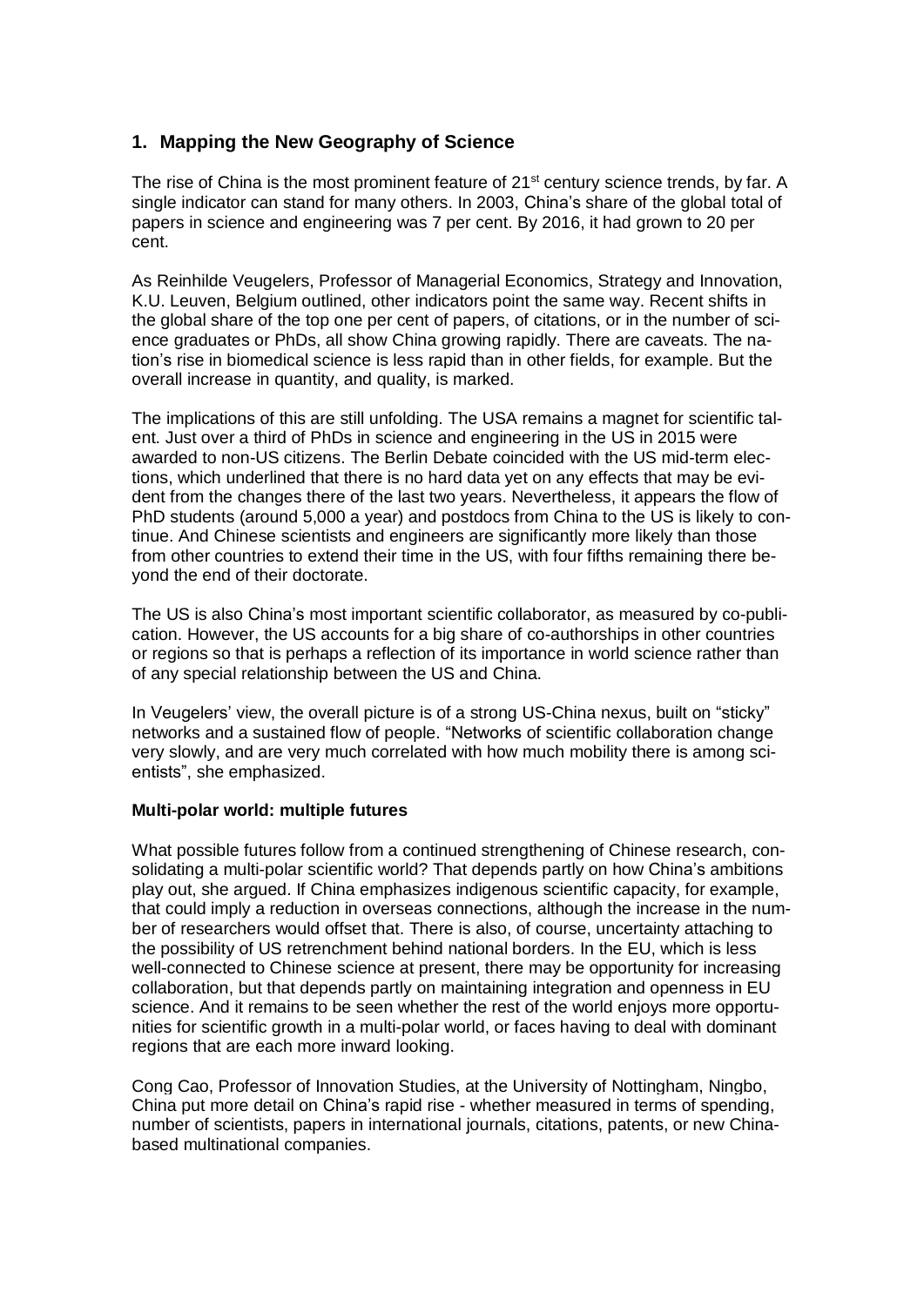## 1. Mapping the New Geography of Science

The rise of China is the most prominent feature of 21st century science trends, by far. A single indicator can stand for many others. In 2003, China's share of the global total of papers in science and engineering was 7 per cent. By 2016, it had grown to 20 per cent.

As Reinhilde Veugelers, Professor of Managerial Economics, Strategy and Innovation, K.U. Leuven, Belgium outlined, other indicators point the same way. Recent shifts in the global share of the top one per cent of papers, of citations, or in the number of science graduates or PhDs, all show China growing rapidly. There are caveats. The nation's rise in biomedical science is less rapid than in other fields, for example. But the overall increase in quantity, and quality, is marked.

The implications of this are still unfolding. The USA remains a magnet for scientific talent. Just over a third of PhDs in science and engineering in the US in 2015 were awarded to non-US citizens. The Berlin Debate coincided with the US mid-term elections, which underlined that there is no hard data yet on any effects that may be evident from the changes there of the last two years. Nevertheless, it appears the flow of PhD students (around 5,000 a year) and postdocs from China to the US is likely to continue. And Chinese scientists and engineers are significantly more likely than those from other countries to extend their time in the US, with four fifths remaining there beyond the end of their doctorate.

The US is also China's most important scientific collaborator, as measured by co-publication. However, the US accounts for a big share of co-authorships in other countries or regions so that is perhaps a reflection of its importance in world science rather than of any special relationship between the US and China.

In Veugelers' view, the overall picture is of a strong US-China nexus, built on "sticky" networks and a sustained flow of people. "Networks of scientific collaboration change very slowly, and are very much correlated with how much mobility there is among scientists", she emphasized.

**Multi-polar world: multiple futures**

What possible futures follow from a continued strengthening of Chinese research, consolidating a multi-polar scientific world? That depends partly on how China's ambitions play out, she argued. If China emphasizes indigenous scientific capacity, for example, that could imply a reduction in overseas connections, although the increase in the number of researchers would offset that. There is also, of course, uncertainty attaching to the possibility of US retrenchment behind national borders. In the EU, which is less well-connected to Chinese science at present, there may be opportunity for increasing collaboration, but that depends partly on maintaining integration and openness in EU science. And it remains to be seen whether the rest of the world enjoys more opportunities for scientific growth in a multi-polar world, or faces having to deal with dominant regions that are each more inward looking.

Cong Cao, Professor of Innovation Studies, at the University of Nottingham, Ningbo, China put more detail on China's rapid rise - whether measured in terms of spending, number of scientists, papers in international journals, citations, patents, or new China-based multinational companies.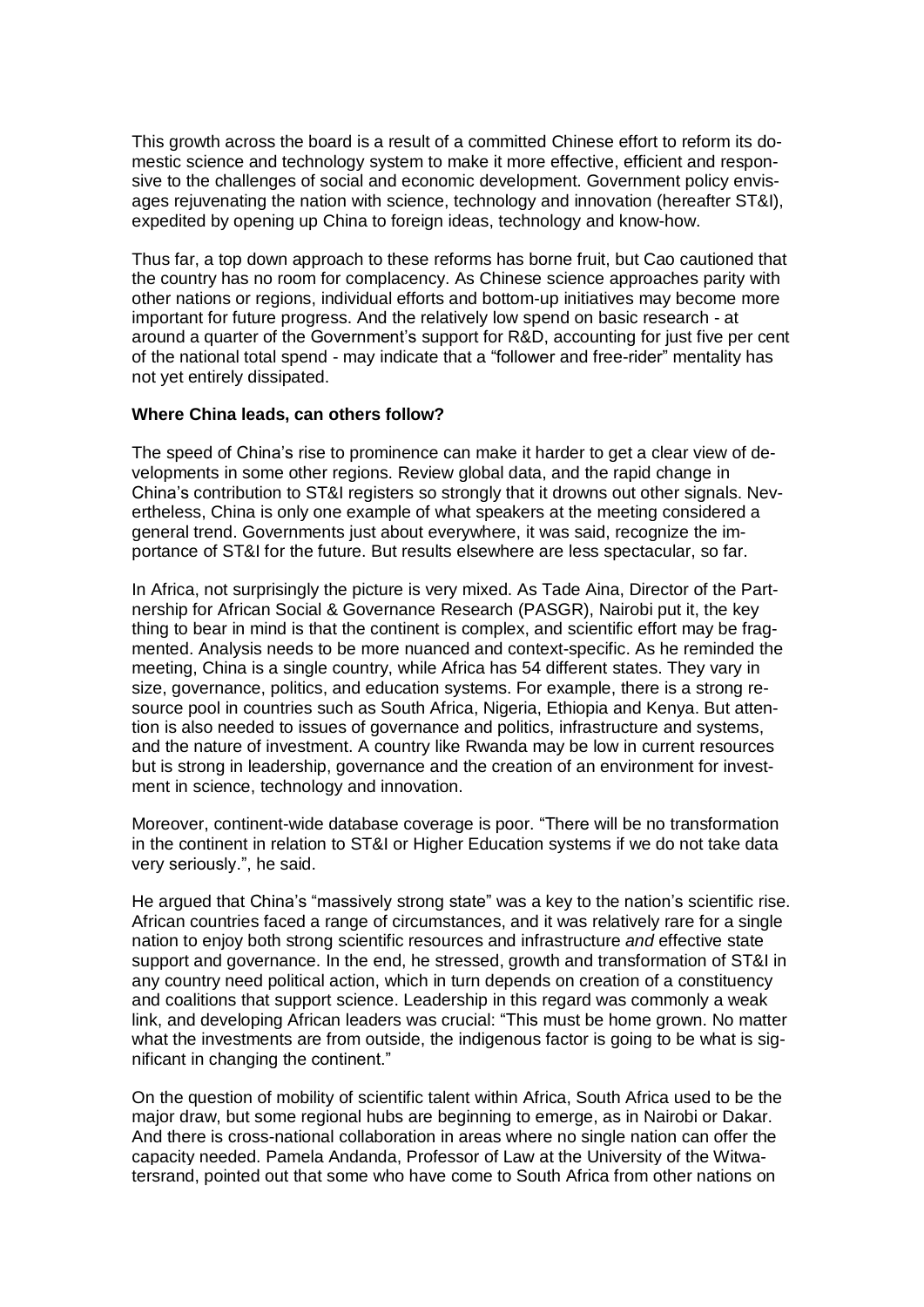This growth across the board is a result of a committed Chinese effort to reform its domestic science and technology system to make it more effective, efficient and responsive to the challenges of social and economic development. Government policy envisages rejuvenating the nation with science, technology and innovation (hereafter ST&I), expedited by opening up China to foreign ideas, technology and know-how.

Thus far, a top down approach to these reforms has borne fruit, but Cao cautioned that the country has no room for complacency. As Chinese science approaches parity with other nations or regions, individual efforts and bottom-up initiatives may become more important for future progress. And the relatively low spend on basic research - at around a quarter of the Government's support for R&D, accounting for just five per cent of the national total spend - may indicate that a "follower and free-rider" mentality has not yet entirely dissipated.

**Where China leads, can others follow?**

The speed of China's rise to prominence can make it harder to get a clear view of developments in some other regions. Review global data, and the rapid change in China's contribution to ST&I registers so strongly that it drowns out other signals. Nevertheless, China is only one example of what speakers at the meeting considered a general trend. Governments just about everywhere, it was said, recognize the importance of ST&I for the future. But results elsewhere are less spectacular, so far.

In Africa, not surprisingly the picture is very mixed. As Tade Aina, Director of the Partnership for African Social & Governance Research (PASGR), Nairobi put it, the key thing to bear in mind is that the continent is complex, and scientific effort may be fragmented. Analysis needs to be more nuanced and context-specific. As he reminded the meeting, China is a single country, while Africa has 54 different states. They vary in size, governance, politics, and education systems. For example, there is a strong resource pool in countries such as South Africa, Nigeria, Ethiopia and Kenya. But attention is also needed to issues of governance and politics, infrastructure and systems, and the nature of investment. A country like Rwanda may be low in current resources but is strong in leadership, governance and the creation of an environment for investment in science, technology and innovation.

Moreover, continent-wide database coverage is poor. "There will be no transformation in the continent in relation to ST&I or Higher Education systems if we do not take data very seriously.", he said.

He argued that China's "massively strong state" was a key to the nation's scientific rise. African countries faced a range of circumstances, and it was relatively rare for a single nation to enjoy both strong scientific resources and infrastructure *and* effective state support and governance. In the end, he stressed, growth and transformation of ST&I in any country need political action, which in turn depends on creation of a constituency and coalitions that support science. Leadership in this regard was commonly a weak link, and developing African leaders was crucial: "This must be home grown. No matter what the investments are from outside, the indigenous factor is going to be what is significant in changing the continent."

On the question of mobility of scientific talent within Africa, South Africa used to be the major draw, but some regional hubs are beginning to emerge, as in Nairobi or Dakar. And there is cross-national collaboration in areas where no single nation can offer the capacity needed. Pamela Andanda, Professor of Law at the University of the Witwatersrand, pointed out that some who have come to South Africa from other nations on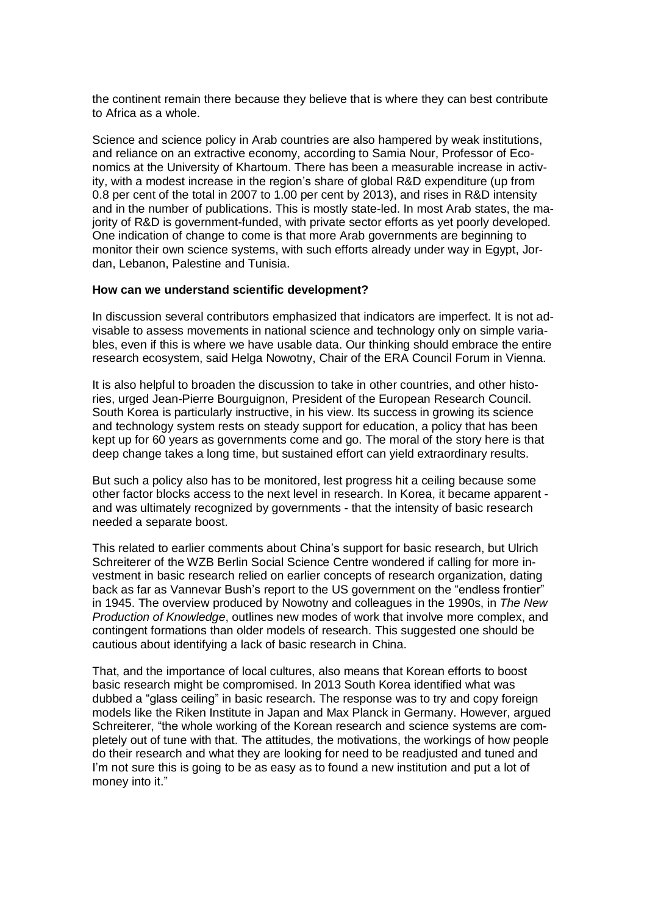the continent remain there because they believe that is where they can best contribute to Africa as a whole.

Science and science policy in Arab countries are also hampered by weak institutions, and reliance on an extractive economy, according to Samia Nour, Professor of Economics at the University of Khartoum. There has been a measurable increase in activity, with a modest increase in the region's share of global R&D expenditure (up from 0.8 per cent of the total in 2007 to 1.00 per cent by 2013), and rises in R&D intensity and in the number of publications. This is mostly state-led. In most Arab states, the majority of R&D is government-funded, with private sector efforts as yet poorly developed. One indication of change to come is that more Arab governments are beginning to monitor their own science systems, with such efforts already under way in Egypt, Jordan, Lebanon, Palestine and Tunisia.

**How can we understand scientific development?**

In discussion several contributors emphasized that indicators are imperfect. It is not advisable to assess movements in national science and technology only on simple variables, even if this is where we have usable data. Our thinking should embrace the entire research ecosystem, said Helga Nowotny, Chair of the ERA Council Forum in Vienna.

It is also helpful to broaden the discussion to take in other countries, and other histories, urged Jean-Pierre Bourguignon, President of the European Research Council. South Korea is particularly instructive, in his view. Its success in growing its science and technology system rests on steady support for education, a policy that has been kept up for 60 years as governments come and go. The moral of the story here is that deep change takes a long time, but sustained effort can yield extraordinary results.

But such a policy also has to be monitored, lest progress hit a ceiling because some other factor blocks access to the next level in research. In Korea, it became apparent - and was ultimately recognized by governments - that the intensity of basic research needed a separate boost.

This related to earlier comments about China's support for basic research, but Ulrich Schreiterer of the WZB Berlin Social Science Centre wondered if calling for more investment in basic research relied on earlier concepts of research organization, dating back as far as Vannevar Bush's report to the US government on the "endless frontier" in 1945. The overview produced by Nowotny and colleagues in the 1990s, in *The New Production of Knowledge*, outlines new modes of work that involve more complex, and contingent formations than older models of research. This suggested one should be cautious about identifying a lack of basic research in China.

That, and the importance of local cultures, also means that Korean efforts to boost basic research might be compromised. In 2013 South Korea identified what was dubbed a "glass ceiling" in basic research. The response was to try and copy foreign models like the Riken Institute in Japan and Max Planck in Germany. However, argued Schreiterer, "the whole working of the Korean research and science systems are completely out of tune with that. The attitudes, the motivations, the workings of how people do their research and what they are looking for need to be readjusted and tuned and I'm not sure this is going to be as easy as to found a new institution and put a lot of money into it."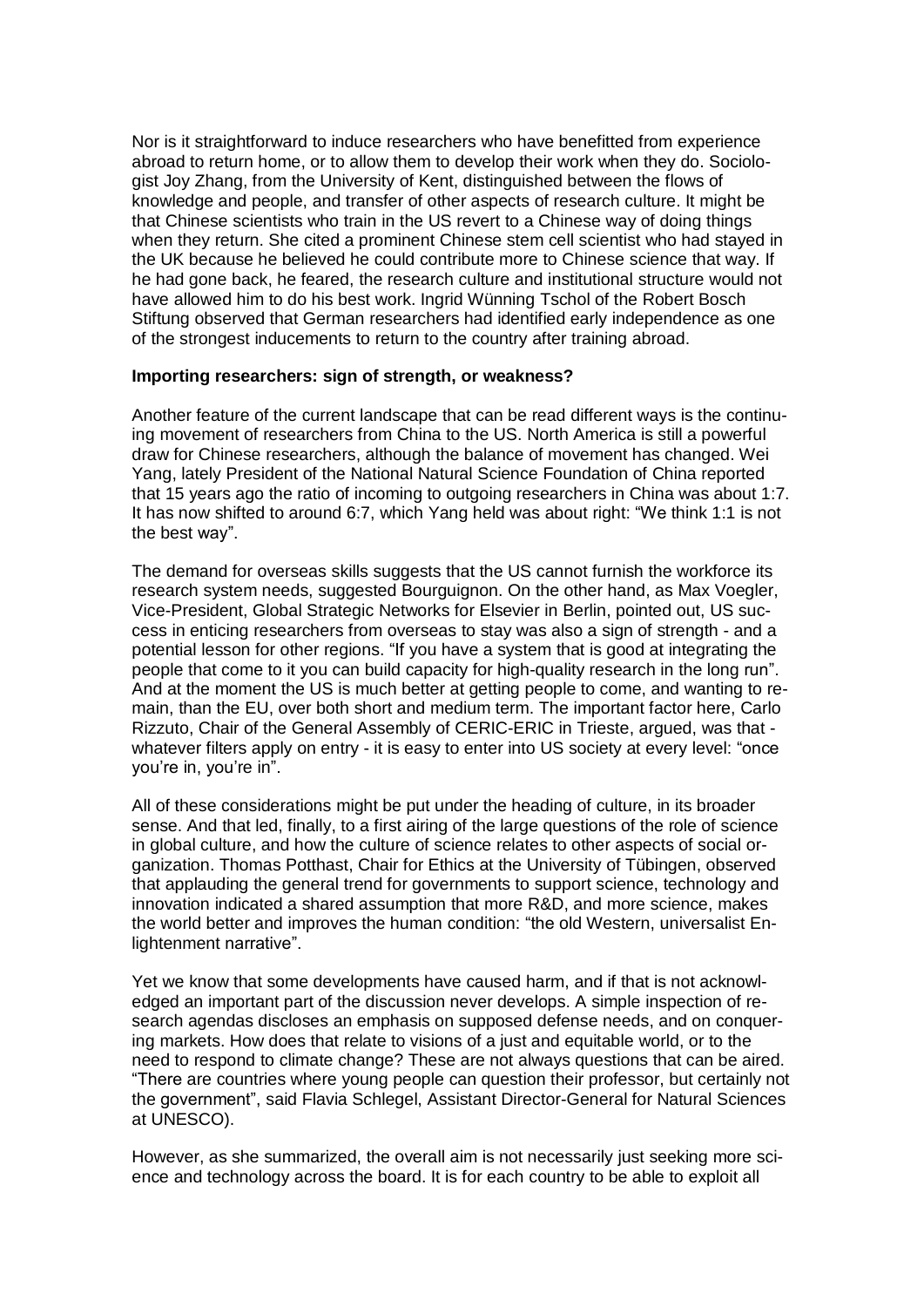Nor is it straightforward to induce researchers who have benefitted from experience abroad to return home, or to allow them to develop their work when they do. Sociologist Joy Zhang, from the University of Kent, distinguished between the flows of knowledge and people, and transfer of other aspects of research culture. It might be that Chinese scientists who train in the US revert to a Chinese way of doing things when they return. She cited a prominent Chinese stem cell scientist who had stayed in the UK because he believed he could contribute more to Chinese science that way. If he had gone back, he feared, the research culture and institutional structure would not have allowed him to do his best work. Ingrid Wünning Tschol of the Robert Bosch Stiftung observed that German researchers had identified early independence as one of the strongest inducements to return to the country after training abroad.

**Importing researchers: sign of strength, or weakness?**

Another feature of the current landscape that can be read different ways is the continuing movement of researchers from China to the US. North America is still a powerful draw for Chinese researchers, although the balance of movement has changed. Wei Yang, lately President of the National Natural Science Foundation of China reported that 15 years ago the ratio of incoming to outgoing researchers in China was about 1:7. It has now shifted to around 6:7, which Yang held was about right: "We think 1:1 is not the best way".

The demand for overseas skills suggests that the US cannot furnish the workforce its research system needs, suggested Bourguignon. On the other hand, as Max Voegler, Vice-President, Global Strategic Networks for Elsevier in Berlin, pointed out, US success in enticing researchers from overseas to stay was also a sign of strength - and a potential lesson for other regions. "If you have a system that is good at integrating the people that come to it you can build capacity for high-quality research in the long run". And at the moment the US is much better at getting people to come, and wanting to remain, than the EU, over both short and medium term. The important factor here, Carlo Rizzuto, Chair of the General Assembly of CERIC-ERIC in Trieste, argued, was that - whatever filters apply on entry - it is easy to enter into US society at every level: "once you're in, you're in".

All of these considerations might be put under the heading of culture, in its broader sense. And that led, finally, to a first airing of the large questions of the role of science in global culture, and how the culture of science relates to other aspects of social organization. Thomas Potthast, Chair for Ethics at the University of Tübingen, observed that applauding the general trend for governments to support science, technology and innovation indicated a shared assumption that more R&D, and more science, makes the world better and improves the human condition: "the old Western, universalist Enlightenment narrative".

Yet we know that some developments have caused harm, and if that is not acknowledged an important part of the discussion never develops. A simple inspection of research agendas discloses an emphasis on supposed defense needs, and on conquering markets. How does that relate to visions of a just and equitable world, or to the need to respond to climate change? These are not always questions that can be aired. "There are countries where young people can question their professor, but certainly not the government", said Flavia Schlegel, Assistant Director-General for Natural Sciences at UNESCO).

However, as she summarized, the overall aim is not necessarily just seeking more science and technology across the board. It is for each country to be able to exploit all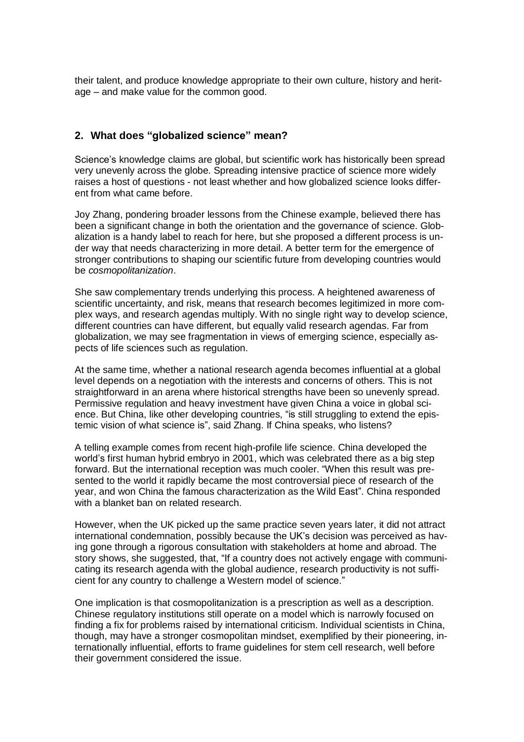their talent, and produce knowledge appropriate to their own culture, history and heritage – and make value for the common good.

## 2. What does "globalized science" mean?

Science's knowledge claims are global, but scientific work has historically been spread very unevenly across the globe. Spreading intensive practice of science more widely raises a host of questions - not least whether and how globalized science looks different from what came before.

Joy Zhang, pondering broader lessons from the Chinese example, believed there has been a significant change in both the orientation and the governance of science. Globalization is a handy label to reach for here, but she proposed a different process is under way that needs characterizing in more detail. A better term for the emergence of stronger contributions to shaping our scientific future from developing countries would be *cosmopolitanization*.

She saw complementary trends underlying this process. A heightened awareness of scientific uncertainty, and risk, means that research becomes legitimized in more complex ways, and research agendas multiply. With no single right way to develop science, different countries can have different, but equally valid research agendas. Far from globalization, we may see fragmentation in views of emerging science, especially aspects of life sciences such as regulation.

At the same time, whether a national research agenda becomes influential at a global level depends on a negotiation with the interests and concerns of others. This is not straightforward in an arena where historical strengths have been so unevenly spread. Permissive regulation and heavy investment have given China a voice in global science. But China, like other developing countries, "is still struggling to extend the epistemic vision of what science is", said Zhang. If China speaks, who listens?

A telling example comes from recent high-profile life science. China developed the world's first human hybrid embryo in 2001, which was celebrated there as a big step forward. But the international reception was much cooler. "When this result was presented to the world it rapidly became the most controversial piece of research of the year, and won China the famous characterization as the Wild East". China responded with a blanket ban on related research.

However, when the UK picked up the same practice seven years later, it did not attract international condemnation, possibly because the UK's decision was perceived as having gone through a rigorous consultation with stakeholders at home and abroad. The story shows, she suggested, that, "If a country does not actively engage with communicating its research agenda with the global audience, research productivity is not sufficient for any country to challenge a Western model of science."

One implication is that cosmopolitanization is a prescription as well as a description. Chinese regulatory institutions still operate on a model which is narrowly focused on finding a fix for problems raised by international criticism. Individual scientists in China, though, may have a stronger cosmopolitan mindset, exemplified by their pioneering, internationally influential, efforts to frame guidelines for stem cell research, well before their government considered the issue.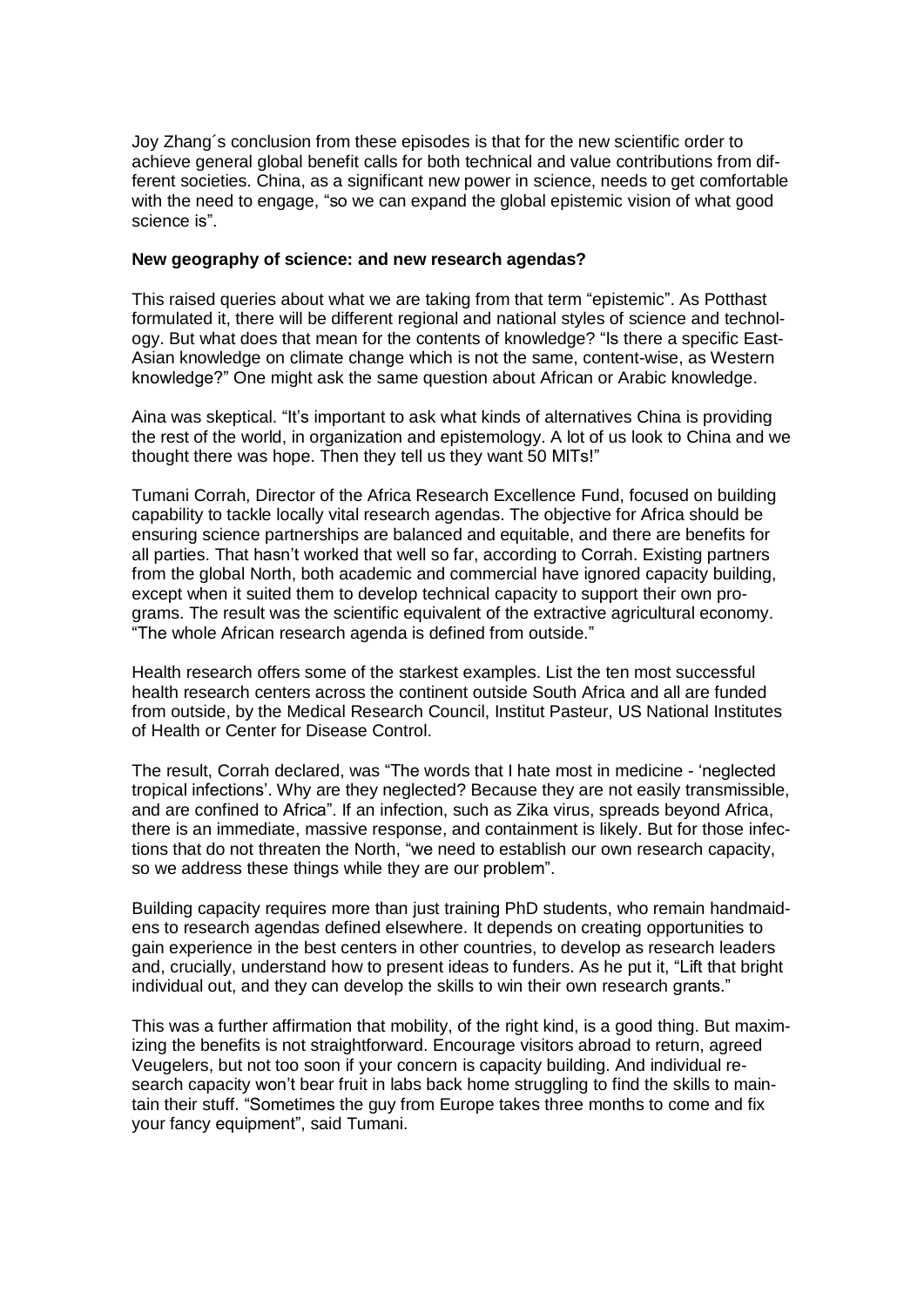Joy Zhang´s conclusion from these episodes is that for the new scientific order to achieve general global benefit calls for both technical and value contributions from different societies. China, as a significant new power in science, needs to get comfortable with the need to engage, "so we can expand the global epistemic vision of what good science is".

**New geography of science: and new research agendas?**

This raised queries about what we are taking from that term "epistemic". As Potthast formulated it, there will be different regional and national styles of science and technology. But what does that mean for the contents of knowledge? "Is there a specific East-Asian knowledge on climate change which is not the same, content-wise, as Western knowledge?" One might ask the same question about African or Arabic knowledge.

Aina was skeptical. "It's important to ask what kinds of alternatives China is providing the rest of the world, in organization and epistemology. A lot of us look to China and we thought there was hope. Then they tell us they want 50 MITs!"

Tumani Corrah, Director of the Africa Research Excellence Fund, focused on building capability to tackle locally vital research agendas. The objective for Africa should be ensuring science partnerships are balanced and equitable, and there are benefits for all parties. That hasn't worked that well so far, according to Corrah. Existing partners from the global North, both academic and commercial have ignored capacity building, except when it suited them to develop technical capacity to support their own programs. The result was the scientific equivalent of the extractive agricultural economy. "The whole African research agenda is defined from outside."

Health research offers some of the starkest examples. List the ten most successful health research centers across the continent outside South Africa and all are funded from outside, by the Medical Research Council, Institut Pasteur, US National Institutes of Health or Center for Disease Control.

The result, Corrah declared, was "The words that I hate most in medicine - 'neglected tropical infections'. Why are they neglected? Because they are not easily transmissible, and are confined to Africa". If an infection, such as Zika virus, spreads beyond Africa, there is an immediate, massive response, and containment is likely. But for those infections that do not threaten the North, "we need to establish our own research capacity, so we address these things while they are our problem".

Building capacity requires more than just training PhD students, who remain handmaidens to research agendas defined elsewhere. It depends on creating opportunities to gain experience in the best centers in other countries, to develop as research leaders and, crucially, understand how to present ideas to funders. As he put it, "Lift that bright individual out, and they can develop the skills to win their own research grants."

This was a further affirmation that mobility, of the right kind, is a good thing. But maximizing the benefits is not straightforward. Encourage visitors abroad to return, agreed Veugelers, but not too soon if your concern is capacity building. And individual research capacity won't bear fruit in labs back home struggling to find the skills to maintain their stuff. "Sometimes the guy from Europe takes three months to come and fix your fancy equipment", said Tumani.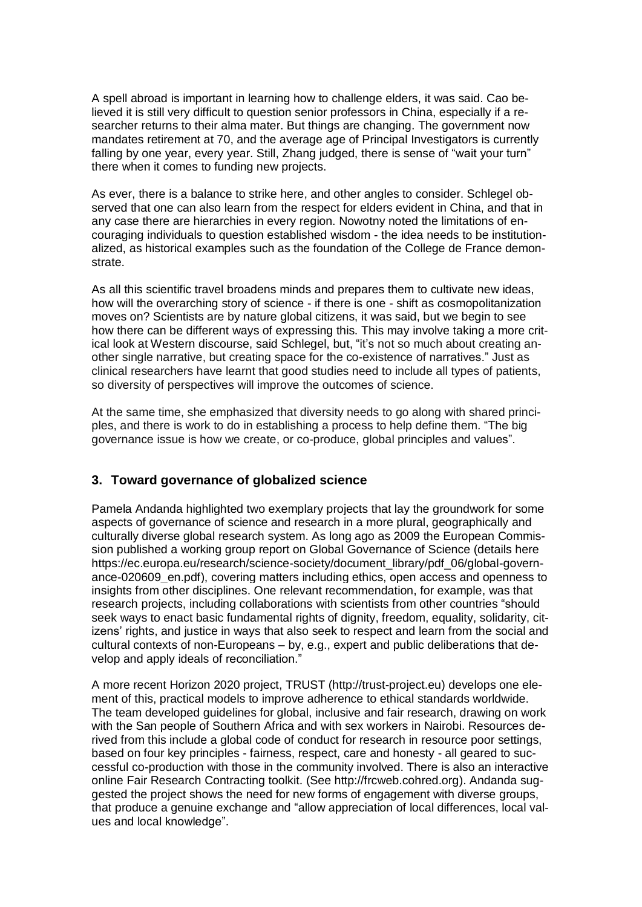A spell abroad is important in learning how to challenge elders, it was said. Cao believed it is still very difficult to question senior professors in China, especially if a researcher returns to their alma mater. But things are changing. The government now mandates retirement at 70, and the average age of Principal Investigators is currently falling by one year, every year. Still, Zhang judged, there is sense of "wait your turn" there when it comes to funding new projects.

As ever, there is a balance to strike here, and other angles to consider. Schlegel observed that one can also learn from the respect for elders evident in China, and that in any case there are hierarchies in every region. Nowotny noted the limitations of encouraging individuals to question established wisdom - the idea needs to be institutionalized, as historical examples such as the foundation of the College de France demonstrate.

As all this scientific travel broadens minds and prepares them to cultivate new ideas, how will the overarching story of science - if there is one - shift as cosmopolitanization moves on? Scientists are by nature global citizens, it was said, but we begin to see how there can be different ways of expressing this. This may involve taking a more critical look at Western discourse, said Schlegel, but, "it's not so much about creating another single narrative, but creating space for the co-existence of narratives." Just as clinical researchers have learnt that good studies need to include all types of patients, so diversity of perspectives will improve the outcomes of science.

At the same time, she emphasized that diversity needs to go along with shared principles, and there is work to do in establishing a process to help define them. "The big governance issue is how we create, or co-produce, global principles and values".

## 3. Toward governance of globalized science

Pamela Andanda highlighted two exemplary projects that lay the groundwork for some aspects of governance of science and research in a more plural, geographically and culturally diverse global research system. As long ago as 2009 the European Commission published a working group report on Global Governance of Science (details here https://ec.europa.eu/research/science-society/document_library/pdf_06/global-governance-020609_en.pdf), covering matters including ethics, open access and openness to insights from other disciplines. One relevant recommendation, for example, was that research projects, including collaborations with scientists from other countries "should seek ways to enact basic fundamental rights of dignity, freedom, equality, solidarity, citizens' rights, and justice in ways that also seek to respect and learn from the social and cultural contexts of non-Europeans – by, e.g., expert and public deliberations that develop and apply ideals of reconciliation."

A more recent Horizon 2020 project, TRUST (http://trust-project.eu) develops one element of this, practical models to improve adherence to ethical standards worldwide. The team developed guidelines for global, inclusive and fair research, drawing on work with the San people of Southern Africa and with sex workers in Nairobi. Resources derived from this include a global code of conduct for research in resource poor settings, based on four key principles - fairness, respect, care and honesty - all geared to successful co-production with those in the community involved. There is also an interactive online Fair Research Contracting toolkit. (See http://frcweb.cohred.org). Andanda suggested the project shows the need for new forms of engagement with diverse groups, that produce a genuine exchange and "allow appreciation of local differences, local values and local knowledge".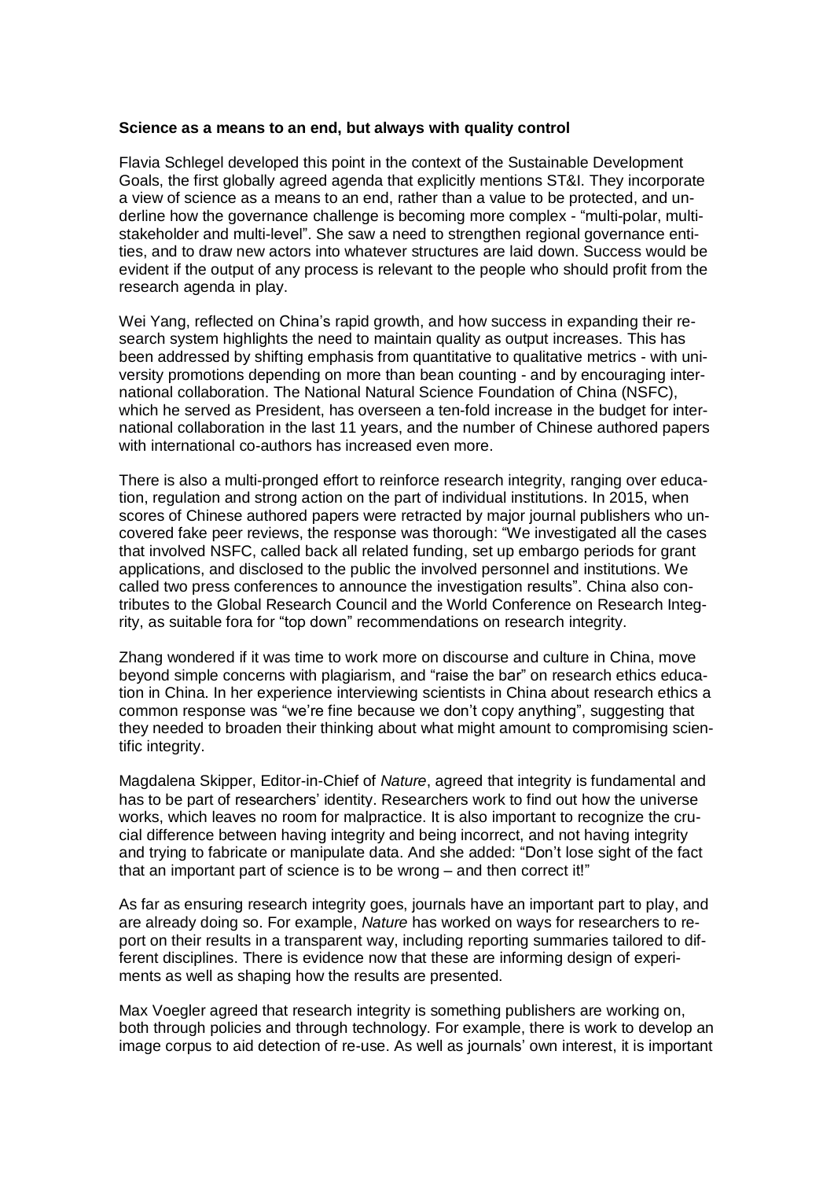**Science as a means to an end, but always with quality control**

Flavia Schlegel developed this point in the context of the Sustainable Development Goals, the first globally agreed agenda that explicitly mentions ST&I. They incorporate a view of science as a means to an end, rather than a value to be protected, and underline how the governance challenge is becoming more complex - "multi-polar, multi-stakeholder and multi-level". She saw a need to strengthen regional governance entities, and to draw new actors into whatever structures are laid down. Success would be evident if the output of any process is relevant to the people who should profit from the research agenda in play.

Wei Yang, reflected on China's rapid growth, and how success in expanding their research system highlights the need to maintain quality as output increases. This has been addressed by shifting emphasis from quantitative to qualitative metrics - with university promotions depending on more than bean counting - and by encouraging international collaboration. The National Natural Science Foundation of China (NSFC), which he served as President, has overseen a ten-fold increase in the budget for international collaboration in the last 11 years, and the number of Chinese authored papers with international co-authors has increased even more.

There is also a multi-pronged effort to reinforce research integrity, ranging over education, regulation and strong action on the part of individual institutions. In 2015, when scores of Chinese authored papers were retracted by major journal publishers who uncovered fake peer reviews, the response was thorough: "We investigated all the cases that involved NSFC, called back all related funding, set up embargo periods for grant applications, and disclosed to the public the involved personnel and institutions. We called two press conferences to announce the investigation results". China also contributes to the Global Research Council and the World Conference on Research Integrity, as suitable fora for "top down" recommendations on research integrity.

Zhang wondered if it was time to work more on discourse and culture in China, move beyond simple concerns with plagiarism, and "raise the bar" on research ethics education in China. In her experience interviewing scientists in China about research ethics a common response was "we're fine because we don't copy anything", suggesting that they needed to broaden their thinking about what might amount to compromising scientific integrity.

Magdalena Skipper, Editor-in-Chief of *Nature*, agreed that integrity is fundamental and has to be part of researchers' identity. Researchers work to find out how the universe works, which leaves no room for malpractice. It is also important to recognize the crucial difference between having integrity and being incorrect, and not having integrity and trying to fabricate or manipulate data. And she added: "Don't lose sight of the fact that an important part of science is to be wrong – and then correct it!"

As far as ensuring research integrity goes, journals have an important part to play, and are already doing so. For example, *Nature* has worked on ways for researchers to report on their results in a transparent way, including reporting summaries tailored to different disciplines. There is evidence now that these are informing design of experiments as well as shaping how the results are presented.

Max Voegler agreed that research integrity is something publishers are working on, both through policies and through technology. For example, there is work to develop an image corpus to aid detection of re-use. As well as journals' own interest, it is important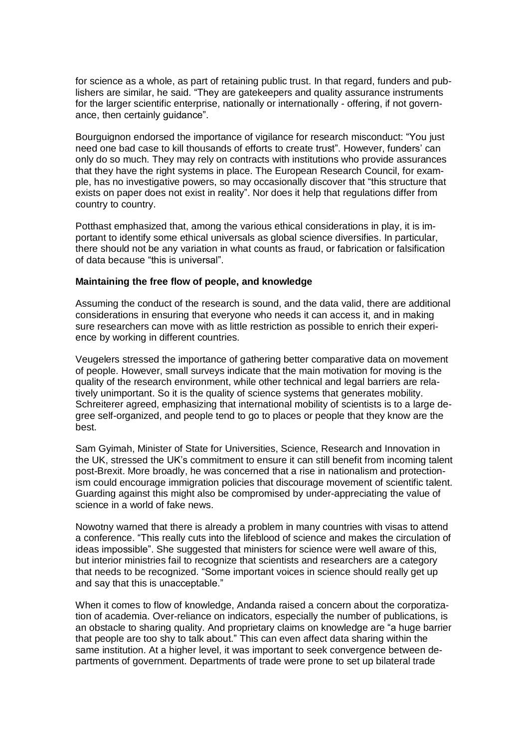for science as a whole, as part of retaining public trust. In that regard, funders and publishers are similar, he said. "They are gatekeepers and quality assurance instruments for the larger scientific enterprise, nationally or internationally - offering, if not governance, then certainly guidance".

Bourguignon endorsed the importance of vigilance for research misconduct: "You just need one bad case to kill thousands of efforts to create trust". However, funders' can only do so much. They may rely on contracts with institutions who provide assurances that they have the right systems in place. The European Research Council, for example, has no investigative powers, so may occasionally discover that "this structure that exists on paper does not exist in reality". Nor does it help that regulations differ from country to country.

Potthast emphasized that, among the various ethical considerations in play, it is important to identify some ethical universals as global science diversifies. In particular, there should not be any variation in what counts as fraud, or fabrication or falsification of data because "this is universal".

**Maintaining the free flow of people, and knowledge**

Assuming the conduct of the research is sound, and the data valid, there are additional considerations in ensuring that everyone who needs it can access it, and in making sure researchers can move with as little restriction as possible to enrich their experience by working in different countries.

Veugelers stressed the importance of gathering better comparative data on movement of people. However, small surveys indicate that the main motivation for moving is the quality of the research environment, while other technical and legal barriers are relatively unimportant. So it is the quality of science systems that generates mobility. Schreiterer agreed, emphasizing that international mobility of scientists is to a large degree self-organized, and people tend to go to places or people that they know are the best.

Sam Gyimah, Minister of State for Universities, Science, Research and Innovation in the UK, stressed the UK's commitment to ensure it can still benefit from incoming talent post-Brexit. More broadly, he was concerned that a rise in nationalism and protectionism could encourage immigration policies that discourage movement of scientific talent. Guarding against this might also be compromised by under-appreciating the value of science in a world of fake news.

Nowotny warned that there is already a problem in many countries with visas to attend a conference. "This really cuts into the lifeblood of science and makes the circulation of ideas impossible". She suggested that ministers for science were well aware of this, but interior ministries fail to recognize that scientists and researchers are a category that needs to be recognized. "Some important voices in science should really get up and say that this is unacceptable."

When it comes to flow of knowledge, Andanda raised a concern about the corporatization of academia. Over-reliance on indicators, especially the number of publications, is an obstacle to sharing quality. And proprietary claims on knowledge are "a huge barrier that people are too shy to talk about." This can even affect data sharing within the same institution. At a higher level, it was important to seek convergence between departments of government. Departments of trade were prone to set up bilateral trade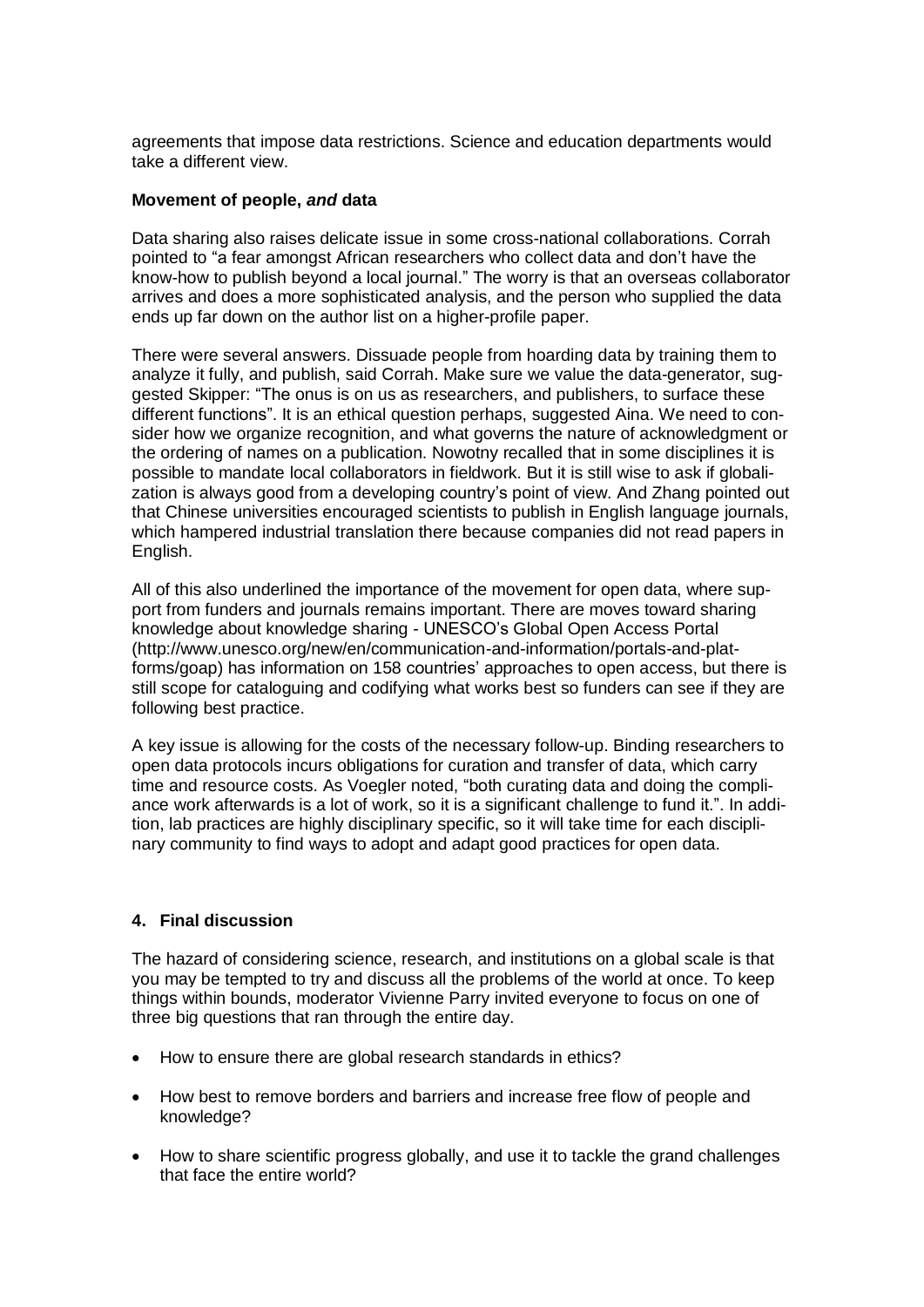agreements that impose data restrictions. Science and education departments would take a different view.

**Movement of people, *and* data**

Data sharing also raises delicate issue in some cross-national collaborations. Corrah pointed to "a fear amongst African researchers who collect data and don't have the know-how to publish beyond a local journal." The worry is that an overseas collaborator arrives and does a more sophisticated analysis, and the person who supplied the data ends up far down on the author list on a higher-profile paper.

There were several answers. Dissuade people from hoarding data by training them to analyze it fully, and publish, said Corrah. Make sure we value the data-generator, suggested Skipper: "The onus is on us as researchers, and publishers, to surface these different functions". It is an ethical question perhaps, suggested Aina. We need to consider how we organize recognition, and what governs the nature of acknowledgment or the ordering of names on a publication. Nowotny recalled that in some disciplines it is possible to mandate local collaborators in fieldwork. But it is still wise to ask if globalization is always good from a developing country's point of view. And Zhang pointed out that Chinese universities encouraged scientists to publish in English language journals, which hampered industrial translation there because companies did not read papers in English.

All of this also underlined the importance of the movement for open data, where support from funders and journals remains important. There are moves toward sharing knowledge about knowledge sharing - UNESCO's Global Open Access Portal (http://www.unesco.org/new/en/communication-and-information/portals-and-platforms/goap) has information on 158 countries' approaches to open access, but there is still scope for cataloguing and codifying what works best so funders can see if they are following best practice.

A key issue is allowing for the costs of the necessary follow-up. Binding researchers to open data protocols incurs obligations for curation and transfer of data, which carry time and resource costs. As Voegler noted, "both curating data and doing the compliance work afterwards is a lot of work, so it is a significant challenge to fund it.". In addition, lab practices are highly disciplinary specific, so it will take time for each disciplinary community to find ways to adopt and adapt good practices for open data.

## 4. Final discussion

The hazard of considering science, research, and institutions on a global scale is that you may be tempted to try and discuss all the problems of the world at once. To keep things within bounds, moderator Vivienne Parry invited everyone to focus on one of three big questions that ran through the entire day.

- How to ensure there are global research standards in ethics?
- How best to remove borders and barriers and increase free flow of people and knowledge?
- How to share scientific progress globally, and use it to tackle the grand challenges that face the entire world?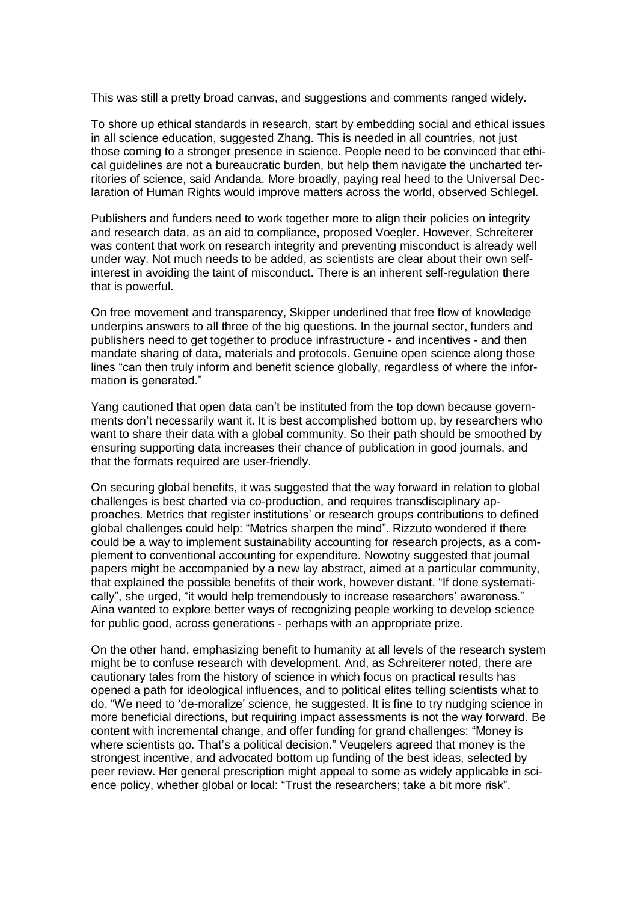This was still a pretty broad canvas, and suggestions and comments ranged widely.

To shore up ethical standards in research, start by embedding social and ethical issues in all science education, suggested Zhang. This is needed in all countries, not just those coming to a stronger presence in science. People need to be convinced that ethical guidelines are not a bureaucratic burden, but help them navigate the uncharted territories of science, said Andanda. More broadly, paying real heed to the Universal Declaration of Human Rights would improve matters across the world, observed Schlegel.

Publishers and funders need to work together more to align their policies on integrity and research data, as an aid to compliance, proposed Voegler. However, Schreiterer was content that work on research integrity and preventing misconduct is already well under way. Not much needs to be added, as scientists are clear about their own self-interest in avoiding the taint of misconduct. There is an inherent self-regulation there that is powerful.

On free movement and transparency, Skipper underlined that free flow of knowledge underpins answers to all three of the big questions. In the journal sector, funders and publishers need to get together to produce infrastructure - and incentives - and then mandate sharing of data, materials and protocols. Genuine open science along those lines "can then truly inform and benefit science globally, regardless of where the information is generated."

Yang cautioned that open data can't be instituted from the top down because governments don't necessarily want it. It is best accomplished bottom up, by researchers who want to share their data with a global community. So their path should be smoothed by ensuring supporting data increases their chance of publication in good journals, and that the formats required are user-friendly.

On securing global benefits, it was suggested that the way forward in relation to global challenges is best charted via co-production, and requires transdisciplinary approaches. Metrics that register institutions' or research groups contributions to defined global challenges could help: "Metrics sharpen the mind". Rizzuto wondered if there could be a way to implement sustainability accounting for research projects, as a complement to conventional accounting for expenditure. Nowotny suggested that journal papers might be accompanied by a new lay abstract, aimed at a particular community, that explained the possible benefits of their work, however distant. "If done systematically", she urged, "it would help tremendously to increase researchers' awareness." Aina wanted to explore better ways of recognizing people working to develop science for public good, across generations - perhaps with an appropriate prize.

On the other hand, emphasizing benefit to humanity at all levels of the research system might be to confuse research with development. And, as Schreiterer noted, there are cautionary tales from the history of science in which focus on practical results has opened a path for ideological influences, and to political elites telling scientists what to do. "We need to 'de-moralize' science, he suggested. It is fine to try nudging science in more beneficial directions, but requiring impact assessments is not the way forward. Be content with incremental change, and offer funding for grand challenges: "Money is where scientists go. That's a political decision." Veugelers agreed that money is the strongest incentive, and advocated bottom up funding of the best ideas, selected by peer review. Her general prescription might appeal to some as widely applicable in science policy, whether global or local: "Trust the researchers; take a bit more risk".